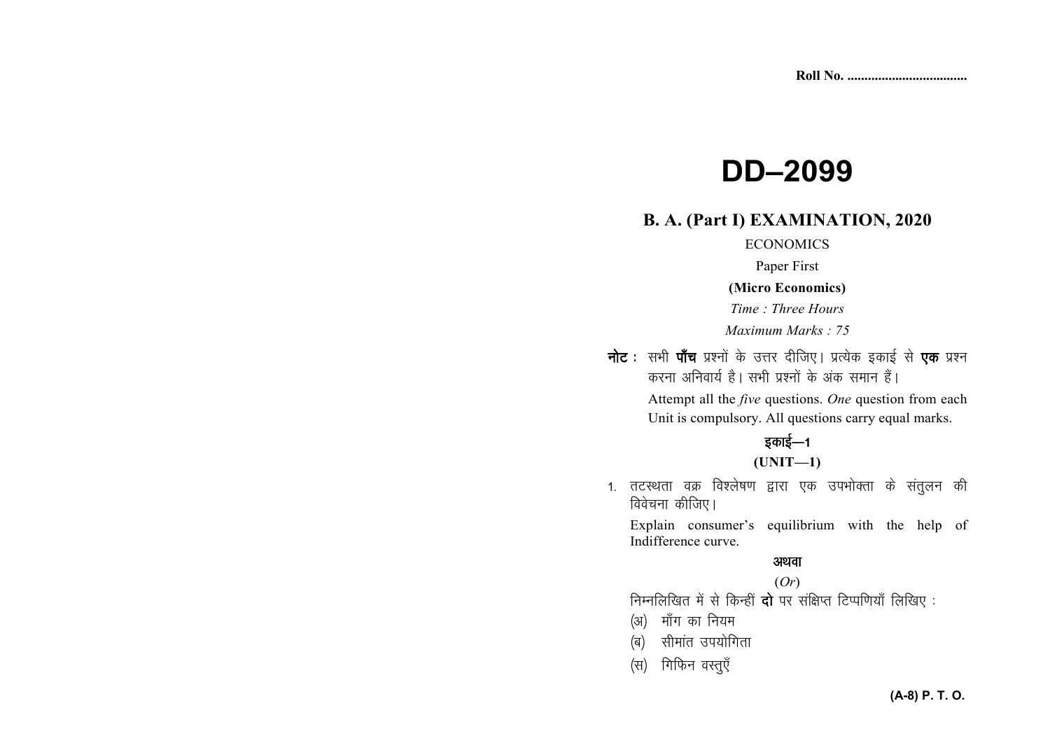Roll No. ..................................

# DD–2099

## B. A. (Part I) EXAMINATION, 2020

ECONOMICS

Paper First

**(Micro Economics)**

*Time : Three Hours*

*Maximum Marks : 75*

**नोट :** सभी **पाँच** प्रश्नों के उत्तर दीजिए। प्रत्येक इकाई से **एक** प्रश्न करना अनिवार्य है। सभी प्रश्नों के अंक समान हैं।

Attempt all the *five* questions. *One* question from each Unit is compulsory. All questions carry equal marks.

### इकाई—1

### (UNIT—1)

1. तटस्थता वक्र विश्लेषण द्वारा एक उपभोक्ता के संतुलन की विवेचना कीजिए।

   Explain consumer's equilibrium with the help of Indifference curve.

   **अथवा**

   (*Or*)

   निम्नलिखित में से किन्हीं **दो** पर संक्षिप्त टिप्पणियाँ लिखिए :

   (अ) माँग का नियम

   (ब) सीमांत उपयोगिता

   (स) गिफिन वस्तुएँ

(A-8) P. T. O.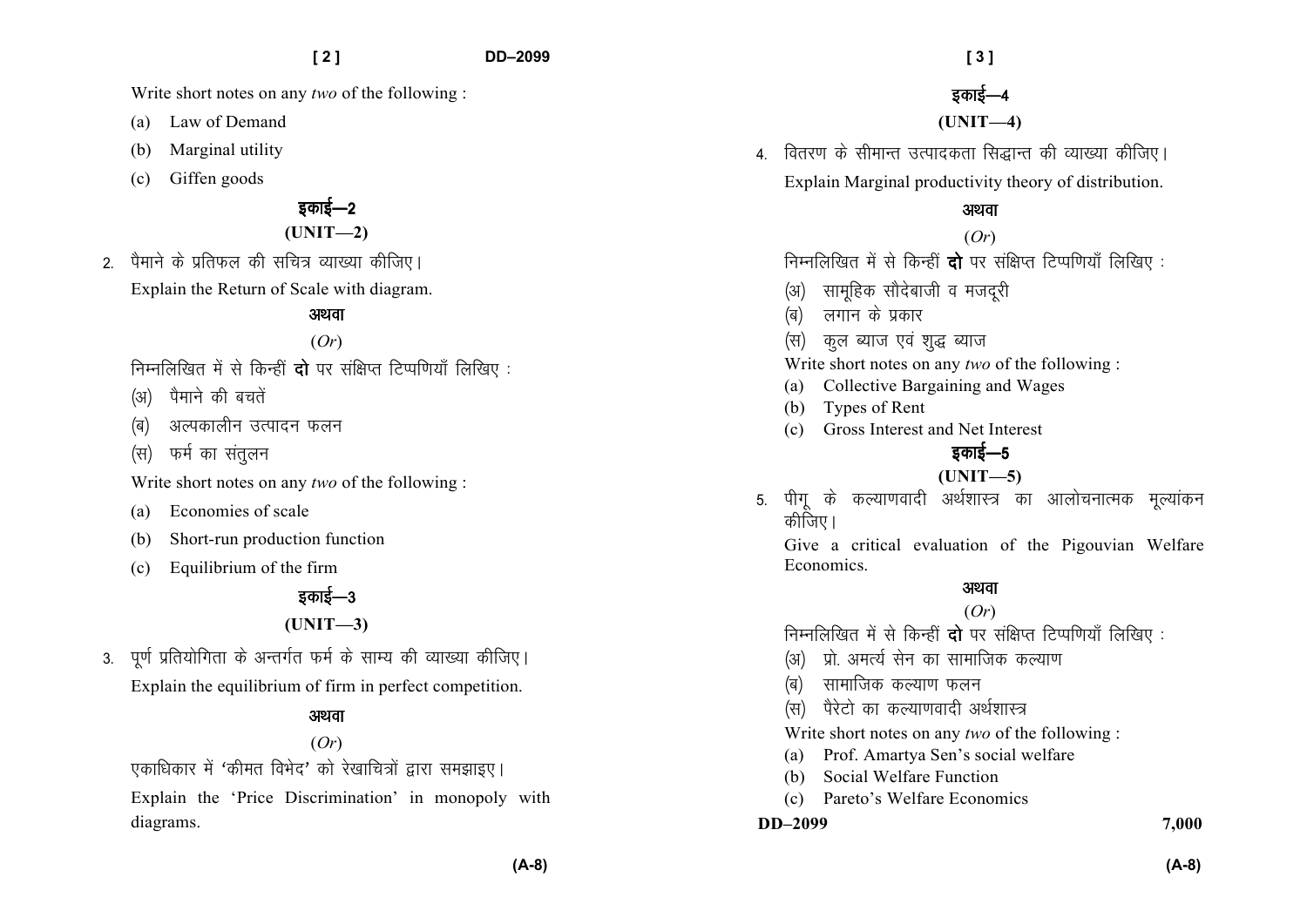Write short notes on any *two* of the following :

(a) Law of Demand

(b) Marginal utility

(c) Giffen goods

## इकाई—2

## (UNIT—2)

2. पैमाने के प्रतिफल की सचित्र व्याख्या कीजिए।

Explain the Return of Scale with diagram.

अथवा

(*Or*)

निम्नलिखित में से किन्हीं **दो** पर संक्षिप्त टिप्पणियाँ लिखिए :

(अ) पैमाने की बचतें

(ब) अल्पकालीन उत्पादन फलन

(स) फर्म का संतुलन

Write short notes on any *two* of the following :

(a) Economies of scale

(b) Short-run production function

(c) Equilibrium of the firm

## इकाई—3

## (UNIT—3)

3. पूर्ण प्रतियोगिता के अन्तर्गत फर्म के साम्य की व्याख्या कीजिए।

Explain the equilibrium of firm in perfect competition.

अथवा

(*Or*)

एकाधिकार में 'कीमत विभेद' को रेखाचित्रों द्वारा समझाइए।

Explain the 'Price Discrimination' in monopoly with diagrams.

## इकाई—4

## (UNIT—4)

4. वितरण के सीमान्त उत्पादकता सिद्धान्त की व्याख्या कीजिए।

Explain Marginal productivity theory of distribution.

अथवा

(*Or*)

निम्नलिखित में से किन्हीं **दो** पर संक्षिप्त टिप्पणियाँ लिखिए :

(अ) सामूहिक सौदेबाजी व मजदूरी

(ब) लगान के प्रकार

(स) कुल ब्याज एवं शुद्ध ब्याज

Write short notes on any *two* of the following :

(a) Collective Bargaining and Wages

(b) Types of Rent

(c) Gross Interest and Net Interest

## इकाई—5

## (UNIT—5)

5. पीगू के कल्याणवादी अर्थशास्त्र का आलोचनात्मक मूल्यांकन कीजिए।

Give a critical evaluation of the Pigouvian Welfare Economics.

अथवा

(*Or*)

निम्नलिखित में से किन्हीं **दो** पर संक्षिप्त टिप्पणियाँ लिखिए :

(अ) प्रो. अमर्त्य सेन का सामाजिक कल्याण

(ब) सामाजिक कल्याण फलन

(स) पैरेटो का कल्याणवादी अर्थशास्त्र

Write short notes on any *two* of the following :

(a) Prof. Amartya Sen's social welfare

(b) Social Welfare Function

(c) Pareto's Welfare Economics

DD–2099 7,000